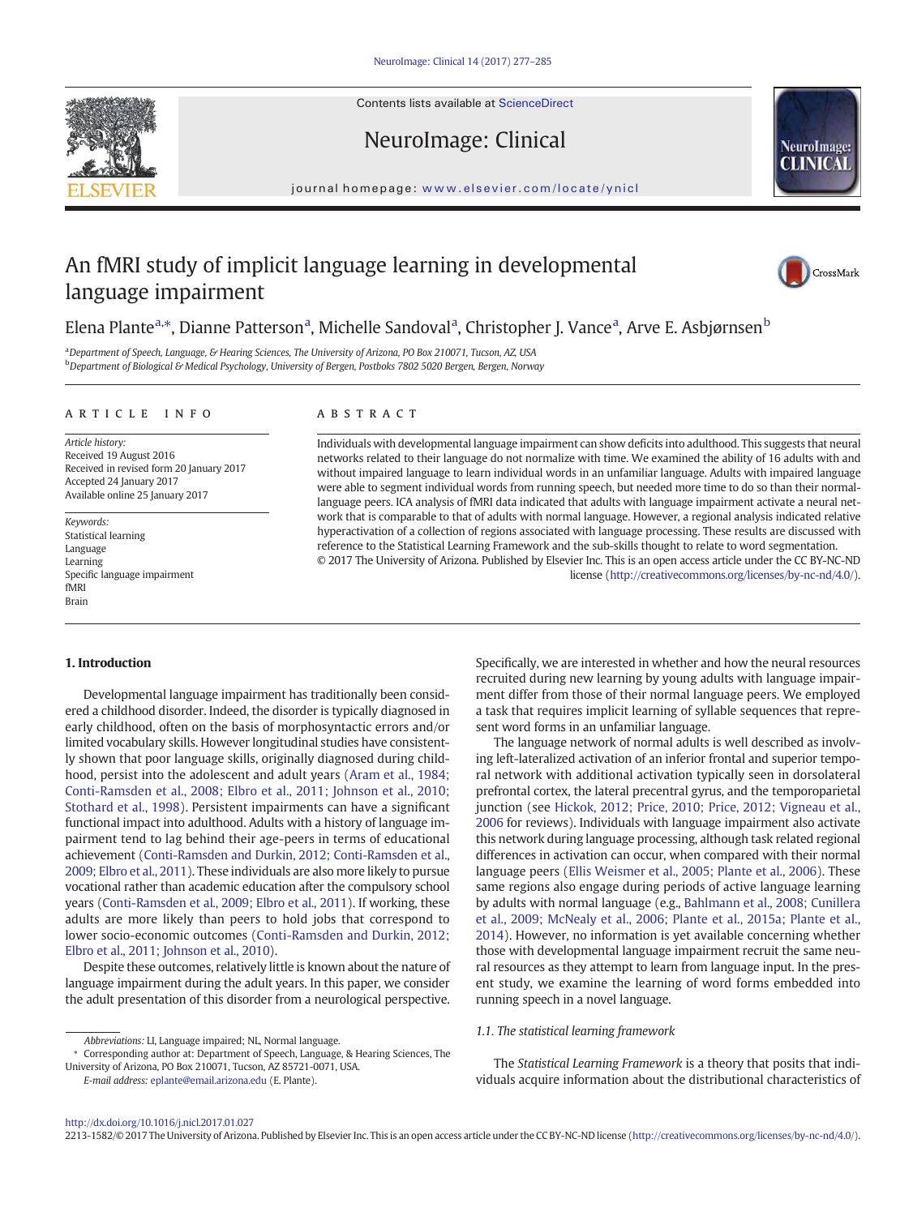# An fMRI study of implicit language learning in developmental language impairment

Elena Plante[a,*], Dianne Patterson[a], Michelle Sandoval[a], Christopher J. Vance[a], Arve E. Asbjørnsen[b]

[a] Department of Speech, Language, & Hearing Sciences, The University of Arizona, PO Box 210071, Tucson, AZ, USA
[b] Department of Biological & Medical Psychology, University of Bergen, Postboks 7802 5020 Bergen, Bergen, Norway

## ARTICLE INFO

*Article history:*
Received 19 August 2016
Received in revised form 20 January 2017
Accepted 24 January 2017
Available online 25 January 2017

*Keywords:*
Statistical learning
Language
Learning
Specific language impairment
fMRI
Brain

## ABSTRACT

Individuals with developmental language impairment can show deficits into adulthood. This suggests that neural networks related to their language do not normalize with time. We examined the ability of 16 adults with and without impaired language to learn individual words in an unfamiliar language. Adults with impaired language were able to segment individual words from running speech, but needed more time to do so than their normal-language peers. ICA analysis of fMRI data indicated that adults with language impairment activate a neural network that is comparable to that of adults with normal language. However, a regional analysis indicated relative hyperactivation of a collection of regions associated with language processing. These results are discussed with reference to the Statistical Learning Framework and the sub-skills thought to relate to word segmentation.

© 2017 The University of Arizona. Published by Elsevier Inc. This is an open access article under the CC BY-NC-ND license (http://creativecommons.org/licenses/by-nc-nd/4.0/).

## 1. Introduction

Developmental language impairment has traditionally been considered a childhood disorder. Indeed, the disorder is typically diagnosed in early childhood, often on the basis of morphosyntactic errors and/or limited vocabulary skills. However longitudinal studies have consistently shown that poor language skills, originally diagnosed during childhood, persist into the adolescent and adult years (Aram et al., 1984; Conti-Ramsden et al., 2008; Elbro et al., 2011; Johnson et al., 2010; Stothard et al., 1998). Persistent impairments can have a significant functional impact into adulthood. Adults with a history of language impairment tend to lag behind their age-peers in terms of educational achievement (Conti-Ramsden and Durkin, 2012; Conti-Ramsden et al., 2009; Elbro et al., 2011). These individuals are also more likely to pursue vocational rather than academic education after the compulsory school years (Conti-Ramsden et al., 2009; Elbro et al., 2011). If working, these adults are more likely than peers to hold jobs that correspond to lower socio-economic outcomes (Conti-Ramsden and Durkin, 2012; Elbro et al., 2011; Johnson et al., 2010).

Despite these outcomes, relatively little is known about the nature of language impairment during the adult years. In this paper, we consider the adult presentation of this disorder from a neurological perspective. Specifically, we are interested in whether and how the neural resources recruited during new learning by young adults with language impairment differ from those of their normal language peers. We employed a task that requires implicit learning of syllable sequences that represent word forms in an unfamiliar language.

The language network of normal adults is well described as involving left-lateralized activation of an inferior frontal and superior temporal network with additional activation typically seen in dorsolateral prefrontal cortex, the lateral precentral gyrus, and the temporoparietal junction (see Hickok, 2012; Price, 2010; Price, 2012; Vigneau et al., 2006 for reviews). Individuals with language impairment also activate this network during language processing, although task related regional differences in activation can occur, when compared with their normal language peers (Ellis Weismer et al., 2005; Plante et al., 2006). These same regions also engage during periods of active language learning by adults with normal language (e.g., Bahlmann et al., 2008; Cunillera et al., 2009; McNealy et al., 2006; Plante et al., 2015a; Plante et al., 2014). However, no information is yet available concerning whether those with developmental language impairment recruit the same neural resources as they attempt to learn from language input. In the present study, we examine the learning of word forms embedded into running speech in a novel language.

### 1.1. The statistical learning framework

The *Statistical Learning Framework* is a theory that posits that individuals acquire information about the distributional characteristics of

---

*Abbreviations:* LI, Language impaired; NL, Normal language.
\* Corresponding author at: Department of Speech, Language, & Hearing Sciences, The University of Arizona, PO Box 210071, Tucson, AZ 85721-0071, USA.
*E-mail address:* eplante@email.arizona.edu (E. Plante).

http://dx.doi.org/10.1016/j.nicl.2017.01.027
2213-1582/© 2017 The University of Arizona. Published by Elsevier Inc. This is an open access article under the CC BY-NC-ND license (http://creativecommons.org/licenses/by-nc-nd/4.0/).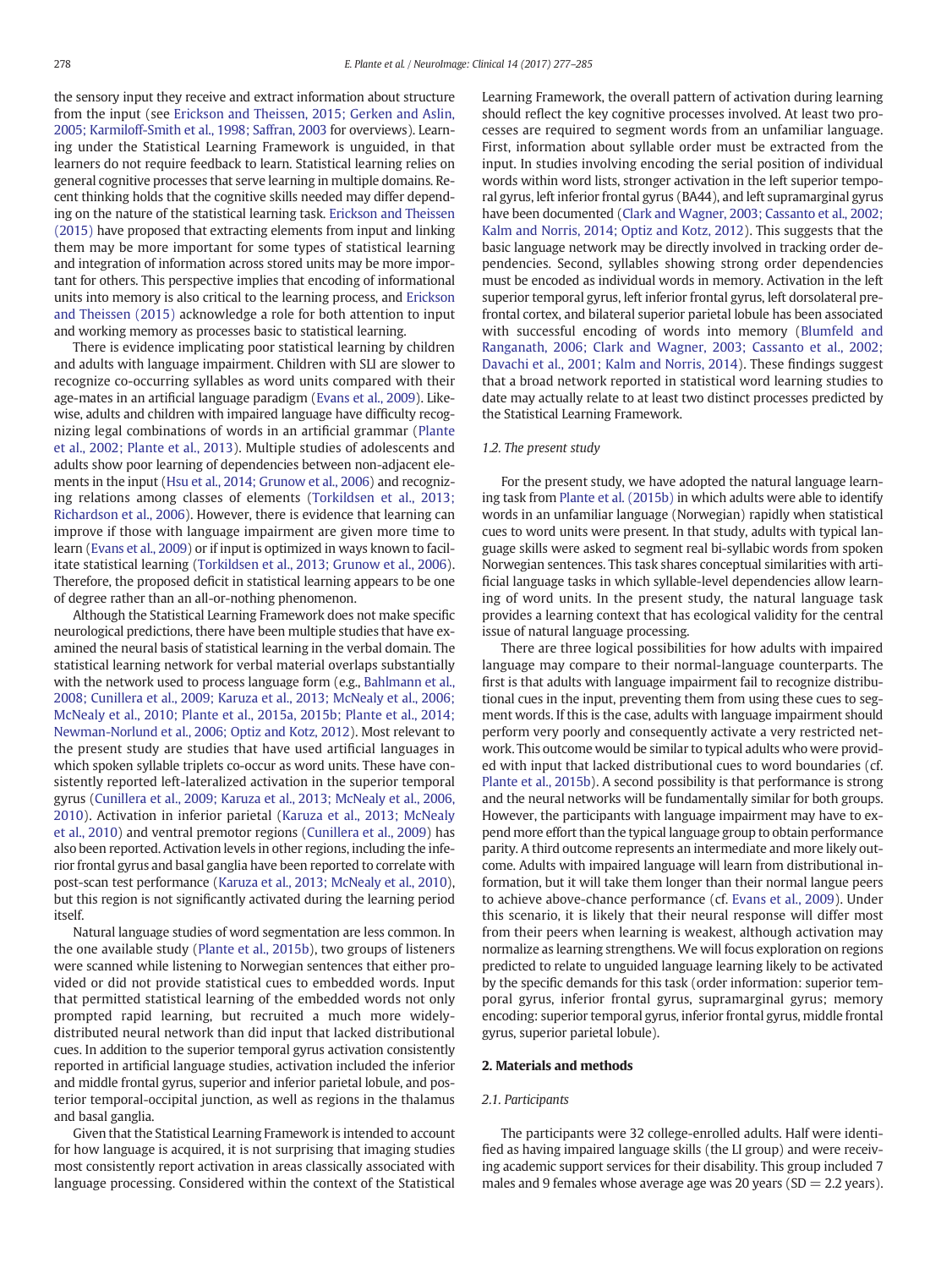the sensory input they receive and extract information about structure from the input (see Erickson and Theissen, 2015; Gerken and Aslin, 2005; Karmiloff-Smith et al., 1998; Saffran, 2003 for overviews). Learning under the Statistical Learning Framework is unguided, in that learners do not require feedback to learn. Statistical learning relies on general cognitive processes that serve learning in multiple domains. Recent thinking holds that the cognitive skills needed may differ depending on the nature of the statistical learning task. Erickson and Theissen (2015) have proposed that extracting elements from input and linking them may be more important for some types of statistical learning and integration of information across stored units may be more important for others. This perspective implies that encoding of informational units into memory is also critical to the learning process, and Erickson and Theissen (2015) acknowledge a role for both attention to input and working memory as processes basic to statistical learning.

There is evidence implicating poor statistical learning by children and adults with language impairment. Children with SLI are slower to recognize co-occurring syllables as word units compared with their age-mates in an artificial language paradigm (Evans et al., 2009). Likewise, adults and children with impaired language have difficulty recognizing legal combinations of words in an artificial grammar (Plante et al., 2002; Plante et al., 2013). Multiple studies of adolescents and adults show poor learning of dependencies between non-adjacent elements in the input (Hsu et al., 2014; Grunow et al., 2006) and recognizing relations among classes of elements (Torkildsen et al., 2013; Richardson et al., 2006). However, there is evidence that learning can improve if those with language impairment are given more time to learn (Evans et al., 2009) or if input is optimized in ways known to facilitate statistical learning (Torkildsen et al., 2013; Grunow et al., 2006). Therefore, the proposed deficit in statistical learning appears to be one of degree rather than an all-or-nothing phenomenon.

Although the Statistical Learning Framework does not make specific neurological predictions, there have been multiple studies that have examined the neural basis of statistical learning in the verbal domain. The statistical learning network for verbal material overlaps substantially with the network used to process language form (e.g., Bahlmann et al., 2008; Cunillera et al., 2009; Karuza et al., 2013; McNealy et al., 2006; McNealy et al., 2010; Plante et al., 2015a, 2015b; Plante et al., 2014; Newman-Norlund et al., 2006; Optiz and Kotz, 2012). Most relevant to the present study are studies that have used artificial languages in which spoken syllable triplets co-occur as word units. These have consistently reported left-lateralized activation in the superior temporal gyrus (Cunillera et al., 2009; Karuza et al., 2013; McNealy et al., 2006, 2010). Activation in inferior parietal (Karuza et al., 2013; McNealy et al., 2010) and ventral premotor regions (Cunillera et al., 2009) has also been reported. Activation levels in other regions, including the inferior frontal gyrus and basal ganglia have been reported to correlate with post-scan test performance (Karuza et al., 2013; McNealy et al., 2010), but this region is not significantly activated during the learning period itself.

Natural language studies of word segmentation are less common. In the one available study (Plante et al., 2015b), two groups of listeners were scanned while listening to Norwegian sentences that either provided or did not provide statistical cues to embedded words. Input that permitted statistical learning of the embedded words not only prompted rapid learning, but recruited a much more widely-distributed neural network than did input that lacked distributional cues. In addition to the superior temporal gyrus activation consistently reported in artificial language studies, activation included the inferior and middle frontal gyrus, superior and inferior parietal lobule, and posterior temporal-occipital junction, as well as regions in the thalamus and basal ganglia.

Given that the Statistical Learning Framework is intended to account for how language is acquired, it is not surprising that imaging studies most consistently report activation in areas classically associated with language processing. Considered within the context of the Statistical Learning Framework, the overall pattern of activation during learning should reflect the key cognitive processes involved. At least two processes are required to segment words from an unfamiliar language. First, information about syllable order must be extracted from the input. In studies involving encoding the serial position of individual words within word lists, stronger activation in the left superior temporal gyrus, left inferior frontal gyrus (BA44), and left supramarginal gyrus have been documented (Clark and Wagner, 2003; Cassanto et al., 2002; Kalm and Norris, 2014; Optiz and Kotz, 2012). This suggests that the basic language network may be directly involved in tracking order dependencies. Second, syllables showing strong order dependencies must be encoded as individual words in memory. Activation in the left superior temporal gyrus, left inferior frontal gyrus, left dorsolateral prefrontal cortex, and bilateral superior parietal lobule has been associated with successful encoding of words into memory (Blumfeld and Ranganath, 2006; Clark and Wagner, 2003; Cassanto et al., 2002; Davachi et al., 2001; Kalm and Norris, 2014). These findings suggest that a broad network reported in statistical word learning studies to date may actually relate to at least two distinct processes predicted by the Statistical Learning Framework.

### 1.2. The present study

For the present study, we have adopted the natural language learning task from Plante et al. (2015b) in which adults were able to identify words in an unfamiliar language (Norwegian) rapidly when statistical cues to word units were present. In that study, adults with typical language skills were asked to segment real bi-syllabic words from spoken Norwegian sentences. This task shares conceptual similarities with artificial language tasks in which syllable-level dependencies allow learning of word units. In the present study, the natural language task provides a learning context that has ecological validity for the central issue of natural language processing.

There are three logical possibilities for how adults with impaired language may compare to their normal-language counterparts. The first is that adults with language impairment fail to recognize distributional cues in the input, preventing them from using these cues to segment words. If this is the case, adults with language impairment should perform very poorly and consequently activate a very restricted network. This outcome would be similar to typical adults who were provided with input that lacked distributional cues to word boundaries (cf. Plante et al., 2015b). A second possibility is that performance is strong and the neural networks will be fundamentally similar for both groups. However, the participants with language impairment may have to expend more effort than the typical language group to obtain performance parity. A third outcome represents an intermediate and more likely outcome. Adults with impaired language will learn from distributional information, but it will take them longer than their normal langue peers to achieve above-chance performance (cf. Evans et al., 2009). Under this scenario, it is likely that their neural response will differ most from their peers when learning is weakest, although activation may normalize as learning strengthens. We will focus exploration on regions predicted to relate to unguided language learning likely to be activated by the specific demands for this task (order information: superior temporal gyrus, inferior frontal gyrus, supramarginal gyrus; memory encoding: superior temporal gyrus, inferior frontal gyrus, middle frontal gyrus, superior parietal lobule).

## 2. Materials and methods

### 2.1. Participants

The participants were 32 college-enrolled adults. Half were identified as having impaired language skills (the LI group) and were receiving academic support services for their disability. This group included 7 males and 9 females whose average age was 20 years (SD = 2.2 years).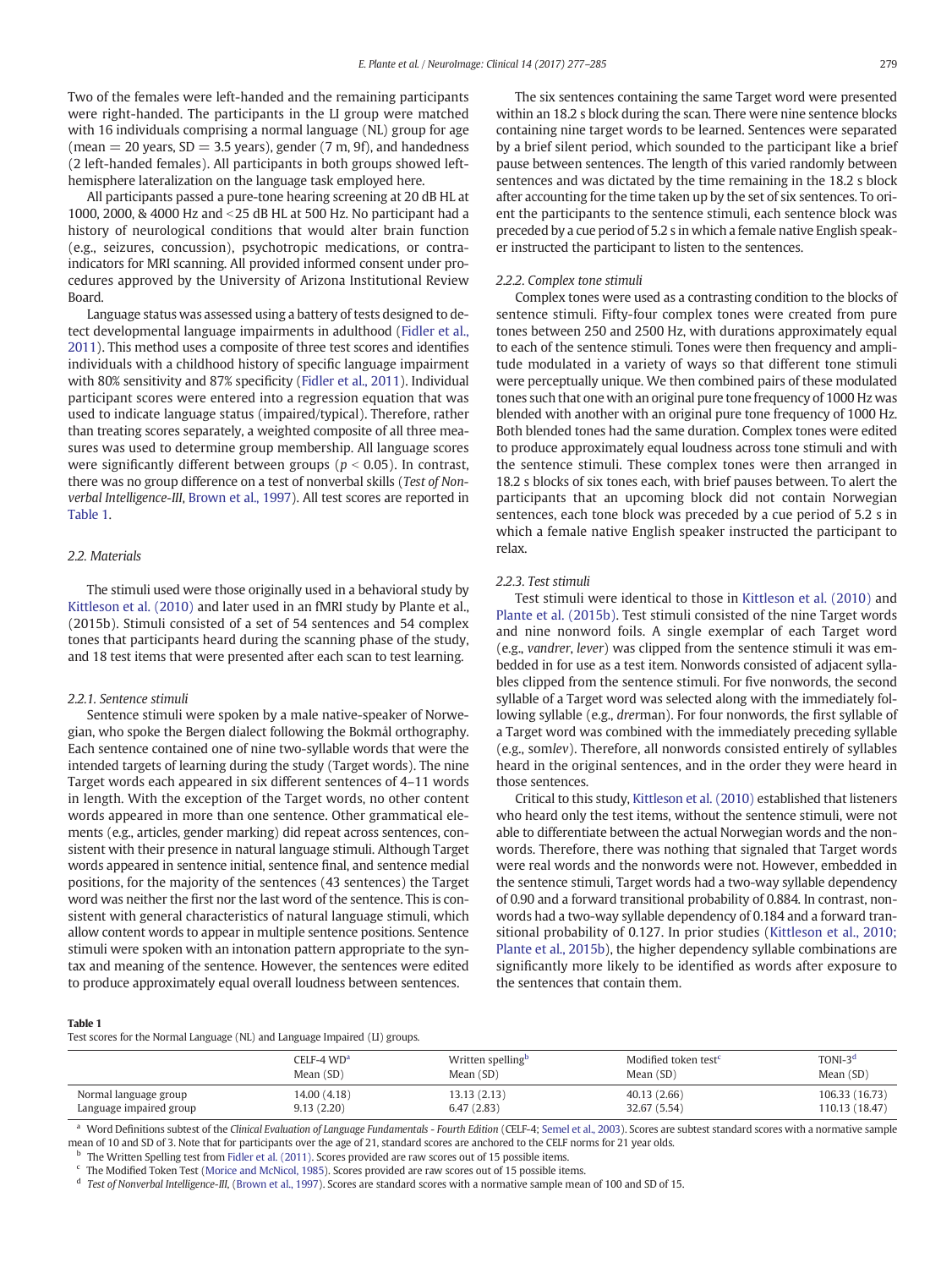Two of the females were left-handed and the remaining participants were right-handed. The participants in the LI group were matched with 16 individuals comprising a normal language (NL) group for age (mean = 20 years, SD = 3.5 years), gender (7 m, 9f), and handedness (2 left-handed females). All participants in both groups showed left-hemisphere lateralization on the language task employed here.

All participants passed a pure-tone hearing screening at 20 dB HL at 1000, 2000, & 4000 Hz and <25 dB HL at 500 Hz. No participant had a history of neurological conditions that would alter brain function (e.g., seizures, concussion), psychotropic medications, or contra-indicators for MRI scanning. All provided informed consent under procedures approved by the University of Arizona Institutional Review Board.

Language status was assessed using a battery of tests designed to detect developmental language impairments in adulthood (Fidler et al., 2011). This method uses a composite of three test scores and identifies individuals with a childhood history of specific language impairment with 80% sensitivity and 87% specificity (Fidler et al., 2011). Individual participant scores were entered into a regression equation that was used to indicate language status (impaired/typical). Therefore, rather than treating scores separately, a weighted composite of all three measures was used to determine group membership. All language scores were significantly different between groups ($p < 0.05$). In contrast, there was no group difference on a test of nonverbal skills (*Test of Nonverbal Intelligence-III*, Brown et al., 1997). All test scores are reported in Table 1.

### 2.2. Materials

The stimuli used were those originally used in a behavioral study by Kittleson et al. (2010) and later used in an fMRI study by Plante et al., (2015b). Stimuli consisted of a set of 54 sentences and 54 complex tones that participants heard during the scanning phase of the study, and 18 test items that were presented after each scan to test learning.

#### 2.2.1. Sentence stimuli

Sentence stimuli were spoken by a male native-speaker of Norwegian, who spoke the Bergen dialect following the Bokmål orthography. Each sentence contained one of nine two-syllable words that were the intended targets of learning during the study (Target words). The nine Target words each appeared in six different sentences of 4–11 words in length. With the exception of the Target words, no other content words appeared in more than one sentence. Other grammatical elements (e.g., articles, gender marking) did repeat across sentences, consistent with their presence in natural language stimuli. Although Target words appeared in sentence initial, sentence final, and sentence medial positions, for the majority of the sentences (43 sentences) the Target word was neither the first nor the last word of the sentence. This is consistent with general characteristics of natural language stimuli, which allow content words to appear in multiple sentence positions. Sentence stimuli were spoken with an intonation pattern appropriate to the syntax and meaning of the sentence. However, the sentences were edited to produce approximately equal overall loudness between sentences.

The six sentences containing the same Target word were presented within an 18.2 s block during the scan. There were nine sentence blocks containing nine target words to be learned. Sentences were separated by a brief silent period, which sounded to the participant like a brief pause between sentences. The length of this varied randomly between sentences and was dictated by the time remaining in the 18.2 s block after accounting for the time taken up by the set of six sentences. To orient the participants to the sentence stimuli, each sentence block was preceded by a cue period of 5.2 s in which a female native English speaker instructed the participant to listen to the sentences.

#### 2.2.2. Complex tone stimuli

Complex tones were used as a contrasting condition to the blocks of sentence stimuli. Fifty-four complex tones were created from pure tones between 250 and 2500 Hz, with durations approximately equal to each of the sentence stimuli. Tones were then frequency and amplitude modulated in a variety of ways so that different tone stimuli were perceptually unique. We then combined pairs of these modulated tones such that one with an original pure tone frequency of 1000 Hz was blended with another with an original pure tone frequency of 1000 Hz. Both blended tones had the same duration. Complex tones were edited to produce approximately equal loudness across tone stimuli and with the sentence stimuli. These complex tones were then arranged in 18.2 s blocks of six tones each, with brief pauses between. To alert the participants that an upcoming block did not contain Norwegian sentences, each tone block was preceded by a cue period of 5.2 s in which a female native English speaker instructed the participant to relax.

#### 2.2.3. Test stimuli

Test stimuli were identical to those in Kittleson et al. (2010) and Plante et al. (2015b). Test stimuli consisted of the nine Target words and nine nonword foils. A single exemplar of each Target word (e.g., *vandrer*, *lever*) was clipped from the sentence stimuli it was embedded in for use as a test item. Nonwords consisted of adjacent syllables clipped from the sentence stimuli. For five nonwords, the second syllable of a Target word was selected along with the immediately following syllable (e.g., *drer*man). For four nonwords, the first syllable of a Target word was combined with the immediately preceding syllable (e.g., som*lev*). Therefore, all nonwords consisted entirely of syllables heard in the original sentences, and in the order they were heard in those sentences.

Critical to this study, Kittleson et al. (2010) established that listeners who heard only the test items, without the sentence stimuli, were not able to differentiate between the actual Norwegian words and the nonwords. Therefore, there was nothing that signaled that Target words were real words and the nonwords were not. However, embedded in the sentence stimuli, Target words had a two-way syllable dependency of 0.90 and a forward transitional probability of 0.884. In contrast, nonwords had a two-way syllable dependency of 0.184 and a forward transitional probability of 0.127. In prior studies (Kittleson et al., 2010; Plante et al., 2015b), the higher dependency syllable combinations are significantly more likely to be identified as words after exposure to the sentences that contain them.

**Table 1**
Test scores for the Normal Language (NL) and Language Impaired (LI) groups.

| | CELF-4 WD[a] Mean (SD) | Written spelling[b] Mean (SD) | Modified token test[c] Mean (SD) | TONI-3[d] Mean (SD) |
|---|---|---|---|---|
| Normal language group | 14.00 (4.18) | 13.13 (2.13) | 40.13 (2.66) | 106.33 (16.73) |
| Language impaired group | 9.13 (2.20) | 6.47 (2.83) | 32.67 (5.54) | 110.13 (18.47) |

[a] Word Definitions subtest of the *Clinical Evaluation of Language Fundamentals - Fourth Edition* (CELF-4; Semel et al., 2003). Scores are subtest standard scores with a normative sample mean of 10 and SD of 3. Note that for participants over the age of 21, standard scores are anchored to the CELF norms for 21 year olds.

[b] The Written Spelling test from Fidler et al. (2011). Scores provided are raw scores out of 15 possible items.

[c] The Modified Token Test (Morice and McNicol, 1985). Scores provided are raw scores out of 15 possible items.

[d] *Test of Nonverbal Intelligence-III*, (Brown et al., 1997). Scores are standard scores with a normative sample mean of 100 and SD of 15.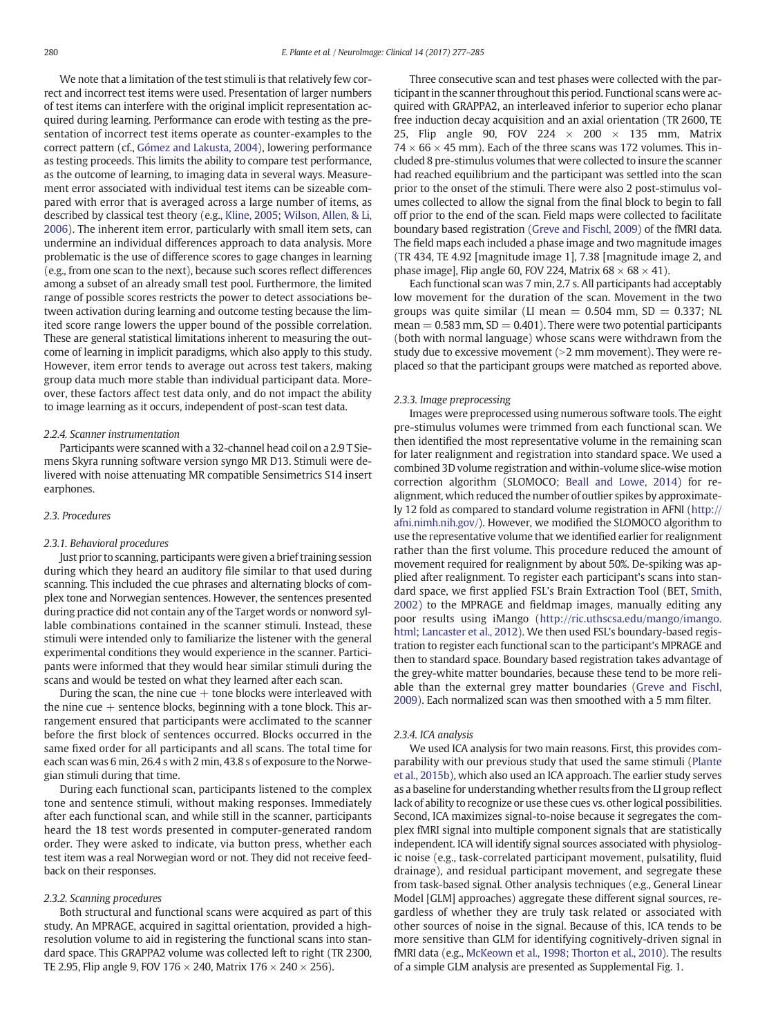We note that a limitation of the test stimuli is that relatively few correct and incorrect test items were used. Presentation of larger numbers of test items can interfere with the original implicit representation acquired during learning. Performance can erode with testing as the presentation of incorrect test items operate as counter-examples to the correct pattern (cf., Gómez and Lakusta, 2004), lowering performance as testing proceeds. This limits the ability to compare test performance, as the outcome of learning, to imaging data in several ways. Measurement error associated with individual test items can be sizeable compared with error that is averaged across a large number of items, as described by classical test theory (e.g., Kline, 2005; Wilson, Allen, & Li, 2006). The inherent item error, particularly with small item sets, can undermine an individual differences approach to data analysis. More problematic is the use of difference scores to gage changes in learning (e.g., from one scan to the next), because such scores reflect differences among a subset of an already small test pool. Furthermore, the limited range of possible scores restricts the power to detect associations between activation during learning and outcome testing because the limited score range lowers the upper bound of the possible correlation. These are general statistical limitations inherent to measuring the outcome of learning in implicit paradigms, which also apply to this study. However, item error tends to average out across test takers, making group data much more stable than individual participant data. Moreover, these factors affect test data only, and do not impact the ability to image learning as it occurs, independent of post-scan test data.

#### 2.2.4. Scanner instrumentation

Participants were scanned with a 32-channel head coil on a 2.9 T Siemens Skyra running software version syngo MR D13. Stimuli were delivered with noise attenuating MR compatible Sensimetrics S14 insert earphones.

### 2.3. Procedures

#### 2.3.1. Behavioral procedures

Just prior to scanning, participants were given a brief training session during which they heard an auditory file similar to that used during scanning. This included the cue phrases and alternating blocks of complex tone and Norwegian sentences. However, the sentences presented during practice did not contain any of the Target words or nonword syllable combinations contained in the scanner stimuli. Instead, these stimuli were intended only to familiarize the listener with the general experimental conditions they would experience in the scanner. Participants were informed that they would hear similar stimuli during the scans and would be tested on what they learned after each scan.

During the scan, the nine cue + tone blocks were interleaved with the nine cue + sentence blocks, beginning with a tone block. This arrangement ensured that participants were acclimated to the scanner before the first block of sentences occurred. Blocks occurred in the same fixed order for all participants and all scans. The total time for each scan was 6 min, 26.4 s with 2 min, 43.8 s of exposure to the Norwegian stimuli during that time.

During each functional scan, participants listened to the complex tone and sentence stimuli, without making responses. Immediately after each functional scan, and while still in the scanner, participants heard the 18 test words presented in computer-generated random order. They were asked to indicate, via button press, whether each test item was a real Norwegian word or not. They did not receive feedback on their responses.

#### 2.3.2. Scanning procedures

Both structural and functional scans were acquired as part of this study. An MPRAGE, acquired in sagittal orientation, provided a high-resolution volume to aid in registering the functional scans into standard space. This GRAPPA2 volume was collected left to right (TR 2300, TE 2.95, Flip angle 9, FOV 176 × 240, Matrix 176 × 240 × 256).

Three consecutive scan and test phases were collected with the participant in the scanner throughout this period. Functional scans were acquired with GRAPPA2, an interleaved inferior to superior echo planar free induction decay acquisition and an axial orientation (TR 2600, TE 25, Flip angle 90, FOV 224 × 200 × 135 mm, Matrix 74 × 66 × 45 mm). Each of the three scans was 172 volumes. This included 8 pre-stimulus volumes that were collected to insure the scanner had reached equilibrium and the participant was settled into the scan prior to the onset of the stimuli. There were also 2 post-stimulus volumes collected to allow the signal from the final block to begin to fall off prior to the end of the scan. Field maps were collected to facilitate boundary based registration (Greve and Fischl, 2009) of the fMRI data. The field maps each included a phase image and two magnitude images (TR 434, TE 4.92 [magnitude image 1], 7.38 [magnitude image 2, and phase image], Flip angle 60, FOV 224, Matrix 68 × 68 × 41).

Each functional scan was 7 min, 2.7 s. All participants had acceptably low movement for the duration of the scan. Movement in the two groups was quite similar (LI mean = 0.504 mm, SD = 0.337; NL mean = 0.583 mm, SD = 0.401). There were two potential participants (both with normal language) whose scans were withdrawn from the study due to excessive movement (>2 mm movement). They were replaced so that the participant groups were matched as reported above.

#### 2.3.3. Image preprocessing

Images were preprocessed using numerous software tools. The eight pre-stimulus volumes were trimmed from each functional scan. We then identified the most representative volume in the remaining scan for later realignment and registration into standard space. We used a combined 3D volume registration and within-volume slice-wise motion correction algorithm (SLOMOCO; Beall and Lowe, 2014) for realignment, which reduced the number of outlier spikes by approximately 12 fold as compared to standard volume registration in AFNI (http://afni.nimh.nih.gov/). However, we modified the SLOMOCO algorithm to use the representative volume that we identified earlier for realignment rather than the first volume. This procedure reduced the amount of movement required for realignment by about 50%. De-spiking was applied after realignment. To register each participant's scans into standard space, we first applied FSL's Brain Extraction Tool (BET, Smith, 2002) to the MPRAGE and fieldmap images, manually editing any poor results using iMango (http://ric.uthscsa.edu/mango/imango.html; Lancaster et al., 2012). We then used FSL's boundary-based registration to register each functional scan to the participant's MPRAGE and then to standard space. Boundary based registration takes advantage of the grey-white matter boundaries, because these tend to be more reliable than the external grey matter boundaries (Greve and Fischl, 2009). Each normalized scan was then smoothed with a 5 mm filter.

#### 2.3.4. ICA analysis

We used ICA analysis for two main reasons. First, this provides comparability with our previous study that used the same stimuli (Plante et al., 2015b), which also used an ICA approach. The earlier study serves as a baseline for understanding whether results from the LI group reflect lack of ability to recognize or use these cues vs. other logical possibilities. Second, ICA maximizes signal-to-noise because it segregates the complex fMRI signal into multiple component signals that are statistically independent. ICA will identify signal sources associated with physiologic noise (e.g., task-correlated participant movement, pulsatility, fluid drainage), and residual participant movement, and segregate these from task-based signal. Other analysis techniques (e.g., General Linear Model [GLM] approaches) aggregate these different signal sources, regardless of whether they are truly task related or associated with other sources of noise in the signal. Because of this, ICA tends to be more sensitive than GLM for identifying cognitively-driven signal in fMRI data (e.g., McKeown et al., 1998; Thorton et al., 2010). The results of a simple GLM analysis are presented as Supplemental Fig. 1.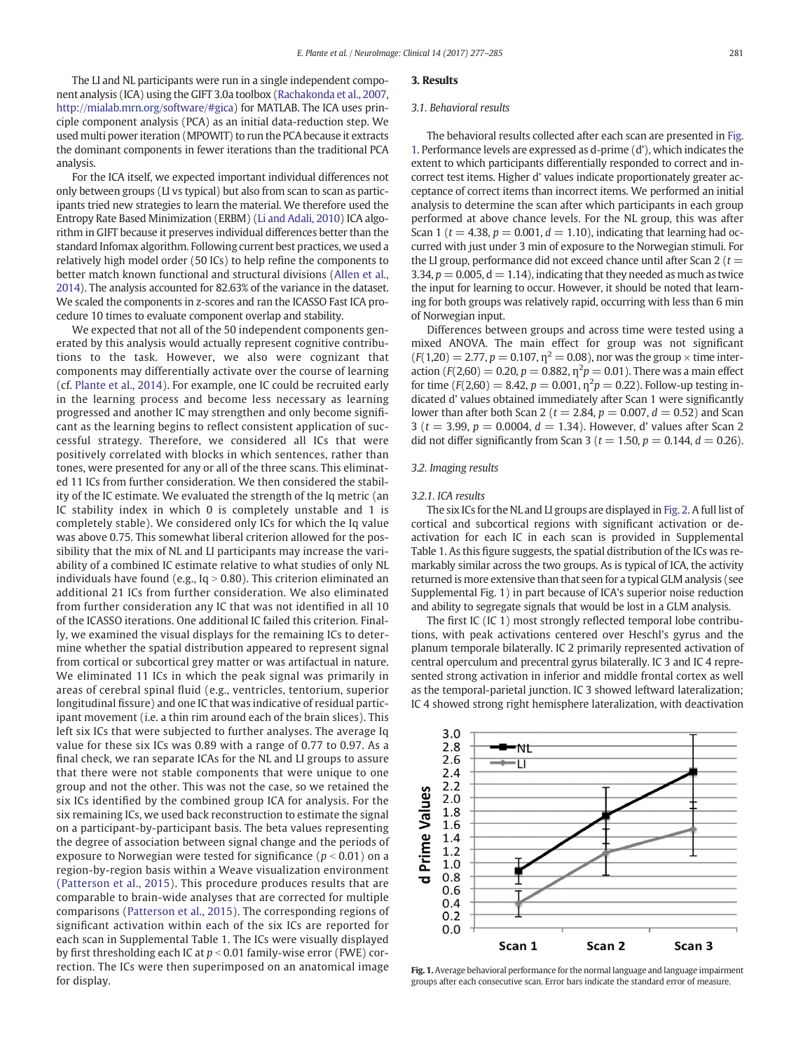The LI and NL participants were run in a single independent component analysis (ICA) using the GIFT 3.0a toolbox (Rachakonda et al., 2007, http://mialab.mrn.org/software/#gica) for MATLAB. The ICA uses principle component analysis (PCA) as an initial data-reduction step. We used multi power iteration (MPOWIT) to run the PCA because it extracts the dominant components in fewer iterations than the traditional PCA analysis.

For the ICA itself, we expected important individual differences not only between groups (LI vs typical) but also from scan to scan as participants tried new strategies to learn the material. We therefore used the Entropy Rate Based Minimization (ERBM) (Li and Adali, 2010) ICA algorithm in GIFT because it preserves individual differences better than the standard Infomax algorithm. Following current best practices, we used a relatively high model order (50 ICs) to help refine the components to better match known functional and structural divisions (Allen et al., 2014). The analysis accounted for 82.63% of the variance in the dataset. We scaled the components in z-scores and ran the ICASSO Fast ICA procedure 10 times to evaluate component overlap and stability.

We expected that not all of the 50 independent components generated by this analysis would actually represent cognitive contributions to the task. However, we also were cognizant that components may differentially activate over the course of learning (cf. Plante et al., 2014). For example, one IC could be recruited early in the learning process and become less necessary as learning progressed and another IC may strengthen and only become significant as the learning begins to reflect consistent application of successful strategy. Therefore, we considered all ICs that were positively correlated with blocks in which sentences, rather than tones, were presented for any or all of the three scans. This eliminated 11 ICs from further consideration. We then considered the stability of the IC estimate. We evaluated the strength of the Iq metric (an IC stability index in which 0 is completely unstable and 1 is completely stable). We considered only ICs for which the Iq value was above 0.75. This somewhat liberal criterion allowed for the possibility that the mix of NL and LI participants may increase the variability of a combined IC estimate relative to what studies of only NL individuals have found (e.g., Iq > 0.80). This criterion eliminated an additional 21 ICs from further consideration. We also eliminated from further consideration any IC that was not identified in all 10 of the ICASSO iterations. One additional IC failed this criterion. Finally, we examined the visual displays for the remaining ICs to determine whether the spatial distribution appeared to represent signal from cortical or subcortical grey matter or was artifactual in nature. We eliminated 11 ICs in which the peak signal was primarily in areas of cerebral spinal fluid (e.g., ventricles, tentorium, superior longitudinal fissure) and one IC that was indicative of residual participant movement (i.e. a thin rim around each of the brain slices). This left six ICs that were subjected to further analyses. The average Iq value for these six ICs was 0.89 with a range of 0.77 to 0.97. As a final check, we ran separate ICAs for the NL and LI groups to assure that there were not stable components that were unique to one group and not the other. This was not the case, so we retained the six ICs identified by the combined group ICA for analysis. For the six remaining ICs, we used back reconstruction to estimate the signal on a participant-by-participant basis. The beta values representing the degree of association between signal change and the periods of exposure to Norwegian were tested for significance ($p < 0.01$) on a region-by-region basis within a Weave visualization environment (Patterson et al., 2015). This procedure produces results that are comparable to brain-wide analyses that are corrected for multiple comparisons (Patterson et al., 2015). The corresponding regions of significant activation within each of the six ICs are reported for each scan in Supplemental Table 1. The ICs were visually displayed by first thresholding each IC at $p < 0.01$ family-wise error (FWE) correction. The ICs were then superimposed on an anatomical image for display.

## 3. Results

### 3.1. Behavioral results

The behavioral results collected after each scan are presented in Fig. 1. Performance levels are expressed as d-prime (d'), which indicates the extent to which participants differentially responded to correct and incorrect test items. Higher d' values indicate proportionately greater acceptance of correct items than incorrect items. We performed an initial analysis to determine the scan after which participants in each group performed at above chance levels. For the NL group, this was after Scan 1 ($t = 4.38$, $p = 0.001$, $d = 1.10$), indicating that learning had occurred with just under 3 min of exposure to the Norwegian stimuli. For the LI group, performance did not exceed chance until after Scan 2 ($t = 3.34$, $p = 0.005$, $d = 1.14$), indicating that they needed as much as twice the input for learning to occur. However, it should be noted that learning for both groups was relatively rapid, occurring with less than 6 min of Norwegian input.

Differences between groups and across time were tested using a mixed ANOVA. The main effect for group was not significant ($F(1,20) = 2.77$, $p = 0.107$, $\eta^2 = 0.08$), nor was the group × time interaction ($F(2,60) = 0.20$, $p = 0.882$, $\eta^2p = 0.01$). There was a main effect for time ($F(2,60) = 8.42$, $p = 0.001$, $\eta^2p = 0.22$). Follow-up testing indicated d' values obtained immediately after Scan 1 were significantly lower than after both Scan 2 ($t = 2.84$, $p = 0.007$, $d = 0.52$) and Scan 3 ($t = 3.99$, $p = 0.0004$, $d = 1.34$). However, d' values after Scan 2 did not differ significantly from Scan 3 ($t = 1.50$, $p = 0.144$, $d = 0.26$).

### 3.2. Imaging results

#### 3.2.1. ICA results

The six ICs for the NL and LI groups are displayed in Fig. 2. A full list of cortical and subcortical regions with significant activation or deactivation for each IC in each scan is provided in Supplemental Table 1. As this figure suggests, the spatial distribution of the ICs was remarkably similar across the two groups. As is typical of ICA, the activity returned is more extensive than that seen for a typical GLM analysis (see Supplemental Fig. 1) in part because of ICA's superior noise reduction and ability to segregate signals that would be lost in a GLM analysis.

The first IC (IC 1) most strongly reflected temporal lobe contributions, with peak activations centered over Heschl's gyrus and the planum temporale bilaterally. IC 2 primarily represented activation of central operculum and precentral gyrus bilaterally. IC 3 and IC 4 represented strong activation in inferior and middle frontal cortex as well as the temporal-parietal junction. IC 3 showed leftward lateralization; IC 4 showed strong right hemisphere lateralization, with deactivation

**Fig. 1.** Average behavioral performance for the normal language and language impairment groups after each consecutive scan. Error bars indicate the standard error of measure.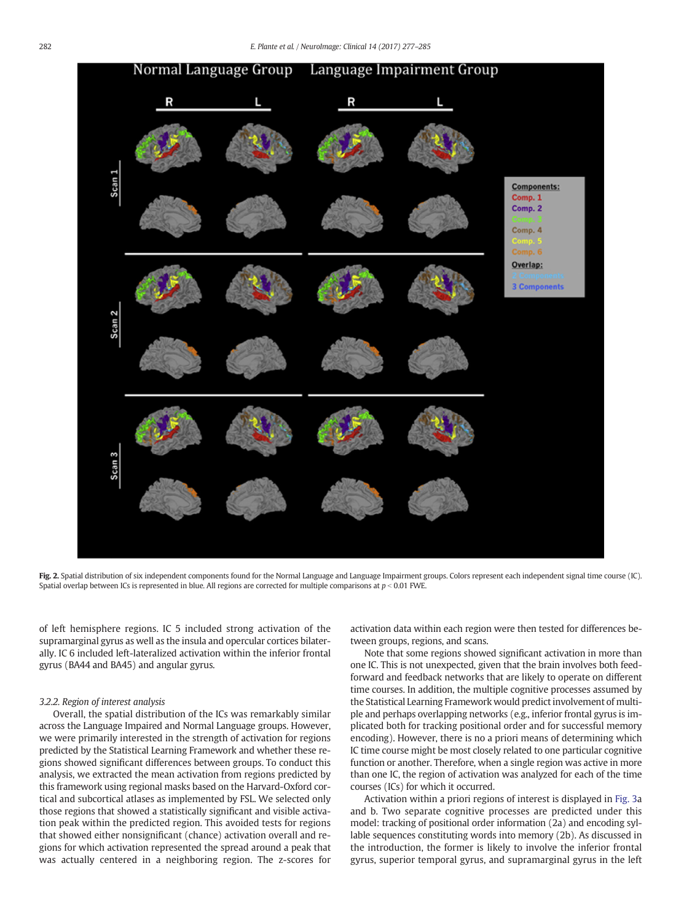Fig. 2. Spatial distribution of six independent components found for the Normal Language and Language Impairment groups. Colors represent each independent signal time course (IC). Spatial overlap between ICs is represented in blue. All regions are corrected for multiple comparisons at $p < 0.01$ FWE.

of left hemisphere regions. IC 5 included strong activation of the supramarginal gyrus as well as the insula and opercular cortices bilaterally. IC 6 included left-lateralized activation within the inferior frontal gyrus (BA44 and BA45) and angular gyrus.

#### 3.2.2. Region of interest analysis

Overall, the spatial distribution of the ICs was remarkably similar across the Language Impaired and Normal Language groups. However, we were primarily interested in the strength of activation for regions predicted by the Statistical Learning Framework and whether these regions showed significant differences between groups. To conduct this analysis, we extracted the mean activation from regions predicted by this framework using regional masks based on the Harvard-Oxford cortical and subcortical atlases as implemented by FSL. We selected only those regions that showed a statistically significant and visible activation peak within the predicted region. This avoided tests for regions that showed either nonsignificant (chance) activation overall and regions for which activation represented the spread around a peak that was actually centered in a neighboring region. The z-scores for activation data within each region were then tested for differences between groups, regions, and scans.

Note that some regions showed significant activation in more than one IC. This is not unexpected, given that the brain involves both feedforward and feedback networks that are likely to operate on different time courses. In addition, the multiple cognitive processes assumed by the Statistical Learning Framework would predict involvement of multiple and perhaps overlapping networks (e.g., inferior frontal gyrus is implicated both for tracking positional order and for successful memory encoding). However, there is no a priori means of determining which IC time course might be most closely related to one particular cognitive function or another. Therefore, when a single region was active in more than one IC, the region of activation was analyzed for each of the time courses (ICs) for which it occurred.

Activation within a priori regions of interest is displayed in Fig. 3a and b. Two separate cognitive processes are predicted under this model: tracking of positional order information (2a) and encoding syllable sequences constituting words into memory (2b). As discussed in the introduction, the former is likely to involve the inferior frontal gyrus, superior temporal gyrus, and supramarginal gyrus in the left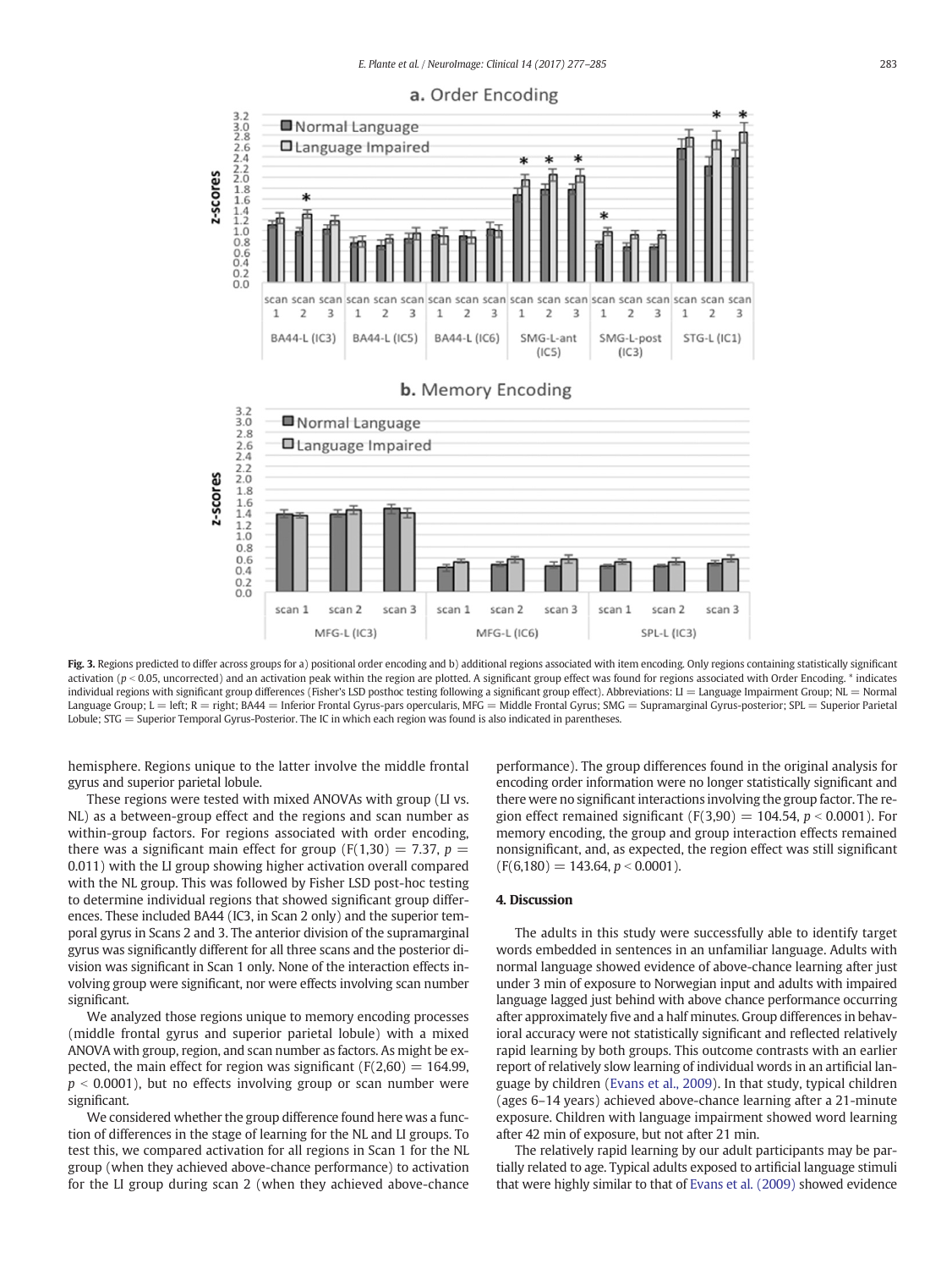**Fig. 3.** Regions predicted to differ across groups for a) positional order encoding and b) additional regions associated with item encoding. Only regions containing statistically significant activation ($p < 0.05$, uncorrected) and an activation peak within the region are plotted. A significant group effect was found for regions associated with Order Encoding. * indicates individual regions with significant group differences (Fisher's LSD posthoc testing following a significant group effect). Abbreviations: LI = Language Impairment Group; NL = Normal Language Group; L = left; R = right; BA44 = Inferior Frontal Gyrus-pars opercularis, MFG = Middle Frontal Gyrus; SMG = Supramarginal Gyrus-posterior; SPL = Superior Parietal Lobule; STG = Superior Temporal Gyrus-Posterior. The IC in which each region was found is also indicated in parentheses.

hemisphere. Regions unique to the latter involve the middle frontal gyrus and superior parietal lobule.

These regions were tested with mixed ANOVAs with group (LI vs. NL) as a between-group effect and the regions and scan number as within-group factors. For regions associated with order encoding, there was a significant main effect for group ($F(1,30) = 7.37$, $p = 0.011$) with the LI group showing higher activation overall compared with the NL group. This was followed by Fisher LSD post-hoc testing to determine individual regions that showed significant group differences. These included BA44 (IC3, in Scan 2 only) and the superior temporal gyrus in Scans 2 and 3. The anterior division of the supramarginal gyrus was significantly different for all three scans and the posterior division was significant in Scan 1 only. None of the interaction effects involving group were significant, nor were effects involving scan number significant.

We analyzed those regions unique to memory encoding processes (middle frontal gyrus and superior parietal lobule) with a mixed ANOVA with group, region, and scan number as factors. As might be expected, the main effect for region was significant ($F(2,60) = 164.99$, $p < 0.0001$), but no effects involving group or scan number were significant.

We considered whether the group difference found here was a function of differences in the stage of learning for the NL and LI groups. To test this, we compared activation for all regions in Scan 1 for the NL group (when they achieved above-chance performance) to activation for the LI group during scan 2 (when they achieved above-chance performance). The group differences found in the original analysis for encoding order information were no longer statistically significant and there were no significant interactions involving the group factor. The region effect remained significant ($F(3,90) = 104.54$, $p < 0.0001$). For memory encoding, the group and group interaction effects remained nonsignificant, and, as expected, the region effect was still significant ($F(6,180) = 143.64$, $p < 0.0001$).

## 4. Discussion

The adults in this study were successfully able to identify target words embedded in sentences in an unfamiliar language. Adults with normal language showed evidence of above-chance learning after just under 3 min of exposure to Norwegian input and adults with impaired language lagged just behind with above chance performance occurring after approximately five and a half minutes. Group differences in behavioral accuracy were not statistically significant and reflected relatively rapid learning by both groups. This outcome contrasts with an earlier report of relatively slow learning of individual words in an artificial language by children (Evans et al., 2009). In that study, typical children (ages 6–14 years) achieved above-chance learning after a 21-minute exposure. Children with language impairment showed word learning after 42 min of exposure, but not after 21 min.

The relatively rapid learning by our adult participants may be partially related to age. Typical adults exposed to artificial language stimuli that were highly similar to that of Evans et al. (2009) showed evidence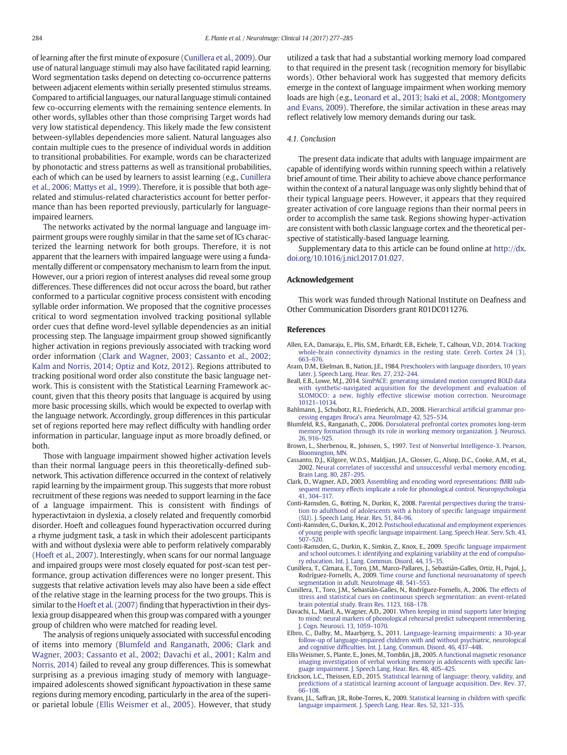of learning after the first minute of exposure (Cunillera et al., 2009). Our use of natural language stimuli may also have facilitated rapid learning. Word segmentation tasks depend on detecting co-occurrence patterns between adjacent elements within serially presented stimulus streams. Compared to artificial languages, our natural language stimuli contained few co-occurring elements with the remaining sentence elements. In other words, syllables other than those comprising Target words had very low statistical dependency. This likely made the few consistent between-syllables dependencies more salient. Natural languages also contain multiple cues to the presence of individual words in addition to transitional probabilities. For example, words can be characterized by phonotactic and stress patterns as well as transitional probabilities, each of which can be used by learners to assist learning (e.g., Cunillera et al., 2006; Mattys et al., 1999). Therefore, it is possible that both age-related and stimulus-related characteristics account for better performance than has been reported previously, particularly for language-impaired learners.

The networks activated by the normal language and language impairment groups were roughly similar in that the same set of ICs characterized the learning network for both groups. Therefore, it is not apparent that the learners with impaired language were using a fundamentally different or compensatory mechanism to learn from the input. However, our a priori region of interest analyses did reveal some group differences. These differences did not occur across the board, but rather conformed to a particular cognitive process consistent with encoding syllable order information. We proposed that the cognitive processes critical to word segmentation involved tracking positional syllable order cues that define word-level syllable dependencies as an initial processing step. The language impairment group showed significantly higher activation in regions previously associated with tracking word order information (Clark and Wagner, 2003; Cassanto et al., 2002; Kalm and Norris, 2014; Optiz and Kotz, 2012). Regions attributed to tracking positional word order also constitute the basic language network. This is consistent with the Statistical Learning Framework account, given that this theory posits that language is acquired by using more basic processing skills, which would be expected to overlap with the language network. Accordingly, group differences in this particular set of regions reported here may reflect difficulty with handling order information in particular, language input as more broadly defined, or both.

Those with language impairment showed higher activation levels than their normal language peers in this theoretically-defined subnetwork. This activation difference occurred in the context of relatively rapid learning by the impairment group. This suggests that more robust recruitment of these regions was needed to support learning in the face of a language impairment. This is consistent with findings of hyperactivtaion in dyslexia, a closely related and frequently comorbid disorder. Hoeft and colleagues found hyperactivation occurred during a rhyme judgment task, a task in which their adolescent participants with and without dyslexia were able to perform relatively comparably (Hoeft et al., 2007). Interestingly, when scans for our normal language and impaired groups were most closely equated for post-scan test performance, group activation differences were no longer present. This suggests that relative activation levels may also have been a side effect of the relative stage in the learning process for the two groups. This is similar to the Hoeft et al. (2007) finding that hyperactivtion in their dyslexia group disappeared when this group was compared with a younger group of children who were matched for reading level.

The analysis of regions uniquely associated with successful encoding of items into memory (Blumfeld and Ranganath, 2006; Clark and Wagner, 2003; Cassanto et al., 2002; Davachi et al., 2001; Kalm and Norris, 2014) failed to reveal any group differences. This is somewhat surprising as a previous imaging study of memory with language-impaired adolescents showed significant *hypo*activation in these same regions during memory encoding, particularly in the area of the superior parietal lobule (Ellis Weismer et al., 2005). However, that study utilized a task that had a substantial working memory load compared to that required in the present task (recognition memory for bisyllabic words). Other behavioral work has suggested that memory deficits emerge in the context of language impairment when working memory loads are high (e.g., Leonard et al., 2013; Isaki et al., 2008; Montgomery and Evans, 2009). Therefore, the similar activation in these areas may reflect relatively low memory demands during our task.

### 4.1. Conclusion

The present data indicate that adults with language impairment are capable of identifying words within running speech within a relatively brief amount of time. Their ability to achieve above chance performance within the context of a natural language was only slightly behind that of their typical language peers. However, it appears that they required greater activation of core language regions than their normal peers in order to accomplish the same task. Regions showing hyper-activation are consistent with both classic language cortex and the theoretical perspective of statistically-based language learning.

Supplementary data to this article can be found online at http://dx.doi.org/10.1016/j.nicl.2017.01.027.

## Acknowledgement

This work was funded through National Institute on Deafness and Other Communication Disorders grant R01DC011276.

## References

Allen, E.A., Damaraju, E., Plis, S.M., Erhardt, E.B., Eichele, T., Calhoun, V.D., 2014. Tracking whole-brain connectivity dynamics in the resting state. Cereb. Cortex 24 (3), 663–676.

Aram, D.M., Ekelman, B., Nation, J.E., 1984. Preschoolers with language disorders, 10 years later. J. Speech Lang. Hear. Res. 27, 232–244.

Beall, E.B., Lowe, M.J., 2014. SimPACE: generating simulated motion corrupted BOLD data with synthetic-navigated acquisition for the development and evaluation of SLOMOCO: a new, highly effective slicewise motion correction. Neuroimage 10121–10134.

Bahlmann, J., Schubotz, R.I., Friederichi, A.D., 2008. Hierarchical artificial grammar processing engages Broca's area. NeuroImage 42, 525–534.

Blumfeld, R.S., Ranganath, C., 2006. Dorsolateral prefrontal cortex promotes long-term memory formation through its role in working memory organization. J. Neurosci. 26, 916–925.

Brown, L., Sherbenou, R., Johnsen, S., 1997. Test of Nonverbal Intelligence-3. Pearson, Bloomington, MN.

Cassanto, D.J., Kilgore, W.D.S., Maldjian, J.A., Glosser, G., Alsop, D.C., Cooke, A.M., et al., 2002. Neural correlates of successful and unsuccessful verbal memory encoding. Brain Lang. 80, 287–295.

Clark, D., Wagner, A.D., 2003. Assembling and encoding word representations: fMRI subsequent memory effects implicate a role for phonological control. Neuropsychologia 41, 304–317.

Conti-Ramsden, G., Botting, N., Durkin, K., 2008. Parental perspectives during the transition to adulthood of adolescents with a history of specific language impairment (SLI). J. Speech Lang. Hear. Res. 51, 84–96.

Conti-Ramsden, G., Durkin, K., 2012. Postschool educational and employment experiences of young people with specific language impairment. Lang. Speech Hear. Serv. Sch. 43, 507–520.

Conti-Ramsden, G., Durkin, K., Simkin, Z., Knox, E., 2009. Specific language impairment and school outcomes. I: identifying and explaining variability at the end of compulsory education. Int. J. Lang. Commun. Disord. 44, 15–35.

Cunillera, T., Càmara, E., Toro, J.M., Marco-Pallares, J., Sebastián-Galles, N., Ortiz, H., Pujol, J., Rodríguez-Fornells, A., 2009. Time course and functional neuroanatomy of speech segmentation in adult. NeuroImage 48, 541–553.

Cunillera, T., Toro, J.M., Sebastián-Galles, N., Rodríguez-Fornells, A., 2006. The effects of stress and statistical cues on continuous speech segmentation: an event-related brain potential study. Brain Res. 1123, 168–178.

Davachi, L., Maril, A., Wagner, A.D., 2001. When keeping in mind supports later bringing to mind: neural markers of phonological rehearsal predict subsequent remembering. J. Cogn. Neurosci. 13, 1059–1070.

Elbro, C., Dalby, M., Maarbjerg, S., 2011. Language-learning impairments: a 30-year follow-up of language-impaired children with and without psychiatric, neurological and cognitive difficulties. Int. J. Lang. Commun. Disord. 46, 437–448.

Ellis Weismer, S., Plante, E., Jones, M., Tomblin, J.B., 2005. A functional magnetic resonance imaging investigation of verbal working memory in adolescents with specific language impairment. J. Speech Lang. Hear. Res. 48, 405–425.

Erickson, L.C., Theissen, E.D., 2015. Statistical learning of language: theory, validity, and predictions of a statistical learning account of language acquisition. Dev. Rev. 37, 66–108.

Evans, J.L., Saffran, J.R., Robe-Torres, K., 2009. Statistical learning in children with specific language impairment. J. Speech Lang. Hear. Res. 52, 321–335.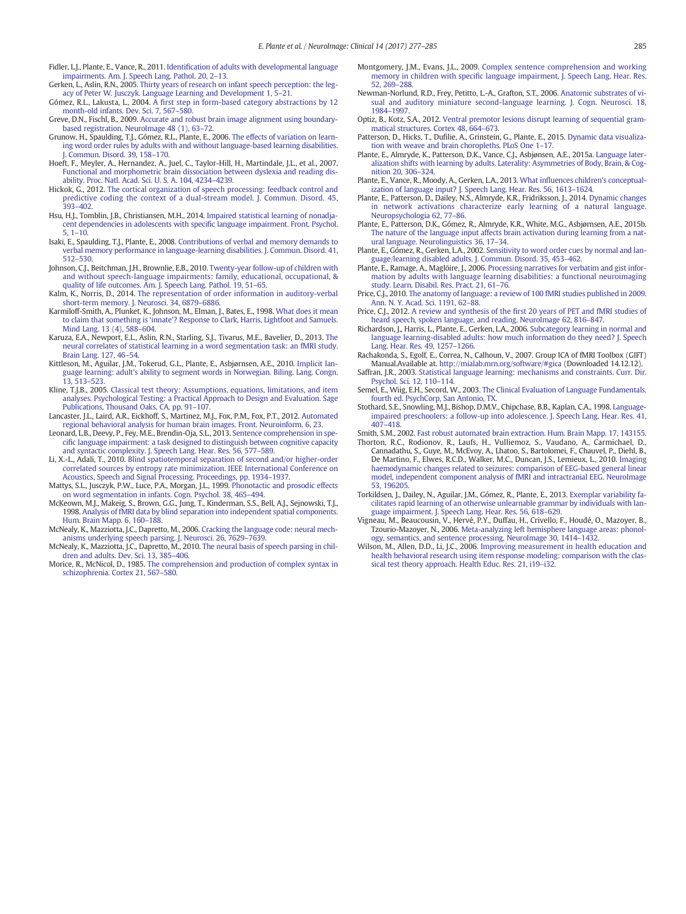Fidler, L.J., Plante, E., Vance, R., 2011. Identification of adults with developmental language impairments. Am. J. Speech Lang. Pathol. 20, 2–13.

Gerken, L., Aslin, R.N., 2005. Thirty years of research on infant speech perception: the legacy of Peter W. Jusczyk. Language Learning and Development 1, 5–21.

Gómez, R.L., Lakusta, L., 2004. A first step in form-based category abstractions by 12 month-old infants. Dev. Sci. 7, 567–580.

Greve, D.N., Fischl, B., 2009. Accurate and robust brain image alignment using boundary-based registration. NeuroImage 48 (1), 63–72.

Grunow, H., Spaulding, T.J., Gómez, R.L., Plante, E., 2006. The effects of variation on learning word order rules by adults with and without language-based learning disabilities. J. Commun. Disord. 39, 158–170.

Hoeft, F., Meyler, A., Hernandez, A., Juel, C., Taylor-Hill, H., Martindale, J.L., et al., 2007. Functional and morphometric brain dissociation between dyslexia and reading disability. Proc. Natl. Acad. Sci. U. S. A. 104, 4234–4239.

Hickok, G., 2012. The cortical organization of speech processing: feedback control and predictive coding the context of a dual-stream model. J. Commun. Disord. 45, 393–402.

Hsu, H.J., Tomblin, J.B., Christiansen, M.H., 2014. Impaired statistical learning of nonadjacent dependencies in adolescents with specific language impairment. Front. Psychol. 5, 1–10.

Isaki, E., Spaulding, T.J., Plante, E., 2008. Contributions of verbal and memory demands to verbal memory performance in language-learning disabilities. J. Commun. Disord. 41, 512–530.

Johnson, C.J., Beitchman, J.H., Brownlie, E.B., 2010. Twenty-year follow-up of children with and without speech-language impairments: family, educational, occupational, & quality of life outcomes. Am. J. Speech Lang. Pathol. 19, 51–65.

Kalm, K., Norris, D., 2014. The representation of order information in auditory-verbal short-term memory. J. Neurosci. 34, 6879–6886.

Karmiloff-Smith, A., Plunket, K., Johnson, M., Elman, J., Bates, E., 1998. What does it mean to claim that something is 'innate'? Response to Clark, Harris, Lightfoot and Samuels. Mind Lang. 13 (4), 588–604.

Karuza, E.A., Newport, E.L., Aslin, R.N., Starling, S.J., Tivarus, M.E., Bavelier, D., 2013. The neural correlates of statistical learning in a word segmentation task: an fMRI study. Brain Lang. 127, 46–54.

Kittleson, M., Aguilar, J.M., Tokerud, G.L., Plante, E., Asbjørnsen, A.E., 2010. Implicit language learning: adult's ability to segment words in Norwegian. Biling. Lang. Congn. 13, 513–523.

Kline, T.J.B., 2005. Classical test theory: Assumptions, equations, limitations, and item analyses. Psychological Testing: a Practical Approach to Design and Evaluation. Sage Publications, Thousand Oaks, CA, pp. 91–107.

Lancaster, J.L., Laird, A.R., Eickhoff, S., Martinez, M.J., Fox, P.M., Fox, P.T., 2012. Automated regional behavioral analysis for human brain images. Front. Neuroinform. 6, 23.

Leonard, L.B., Deevy, P., Fey, M.E., Brendin-Oja, S.L., 2013. Sentence comprehension in specific language impairment: a task designed to distinguish between cognitive capacity and syntactic complexity. J. Speech Lang. Hear. Res. 56, 577–589.

Li, X.-L., Adali, T., 2010. Blind spatiotemporal separation of second and/or higher-order correlated sources by entropy rate minimization. IEEE International Conference on Acoustics, Speech and Signal Processing. Proceedings, pp. 1934–1937.

Mattys, S.L., Jusczyk, P.W., Luce, P.A., Morgan, J.L., 1999. Phonotactic and prosodic effects on word segmentation in infants. Cogn. Psychol. 38, 465–494.

McKeown, M.J., Makeig, S., Brown, G.G., Jung, T., Kinderman, S.S., Bell, A.J., Sejnowski, T.J., 1998. Analysis of fMRI data by blind separation into independent spatial components. Hum. Brain Mapp. 6, 160–188.

McNealy, K., Mazziotta, J.C., Dapretto, M., 2006. Cracking the language code: neural mechanisms underlying speech parsing. J. Neurosci. 26, 7629–7639.

McNealy, K., Mazziotta, J.C., Dapretto, M., 2010. The neural basis of speech parsing in children and adults. Dev. Sci. 13, 385–406.

Morice, R., McNicol, D., 1985. The comprehension and production of complex syntax in schizophrenia. Cortex 21, 567–580.

Montgomery, J.M., Evans, J.L., 2009. Complex sentence comprehension and working memory in children with specific language impairment. J. Speech Lang. Hear. Res. 52, 269–288.

Newman-Norlund, R.D., Frey, Petitto, L.-A., Grafton, S.T., 2006. Anatomic substrates of visual and auditory miniature second-language learning. J. Cogn. Neurosci. 18, 1984–1997.

Optiz, B., Kotz, S.A., 2012. Ventral premotor lesions disrupt learning of sequential grammatical structures. Cortex 48, 664–673.

Patterson, D., Hicks, T., Dufilie, A., Grinstein, G., Plante, E., 2015. Dynamic data visualization with weave and brain choropleths. PLoS One 1–17.

Plante, E., Almryde, K., Patterson, D.K., Vance, C.J., Asbjørnsen, A.E., 2015a. Language lateralization shifts with learning by adults. Laterality: Asymmetries of Body, Brain, & Cognition 20, 306–324.

Plante, E., Vance, R., Moody, A., Gerken, L.A., 2013. What influences children's conceptualization of language input? J. Speech Lang. Hear. Res. 56, 1613–1624.

Plante, E., Patterson, D., Dailey, N.S., Almryde, K.R., Fridriksson, J., 2014. Dynamic changes in network activations characterize early learning of a natural language. Neuropsychologia 62, 77–86.

Plante, E., Patterson, D.K., Gómez, R., Almryde, K.R., White, M.G., Asbjørnsen, A.E., 2015b. The nature of the language input affects brain activation during learning from a natural language. Neurolinguistics 36, 17–34.

Plante, E., Gómez, R., Gerken, L.A., 2002. Sensitivity to word order cues by normal and language/learning disabled adults. J. Commun. Disord. 35, 453–462.

Plante, E., Ramage, A., Maglöire, J., 2006. Processing narratives for verbatim and gist information by adults with language learning disabilities: a functional neuroimaging study. Learn. Disabil. Res. Pract. 21, 61–76.

Price, C.J., 2010. The anatomy of language: a review of 100 fMRI studies published in 2009. Ann. N. Y. Acad. Sci. 1191, 62–88.

Price, C.J., 2012. A review and synthesis of the first 20 years of PET and fMRI studies of heard speech, spoken language, and reading. NeuroImage 62, 816–847.

Richardson, J., Harris, L., Plante, E., Gerken, L.A., 2006. Subcategory learning in normal and language learning-disabled adults: how much information do they need? J. Speech Lang. Hear. Res. 49, 1257–1266.

Rachakonda, S., Egolf, E., Correa, N., Calhoun, V., 2007. Group ICA of fMRI Toolbox (GIFT) Manual.Available at. http://mialab.mrn.org/software/#gica (Downloaded 14.12.12).

Saffran, J.R., 2003. Statistical language learning: mechanisms and constraints. Curr. Dir. Psychol. Sci. 12, 110–114.

Semel, E., Wiig, E.H., Secord, W., 2003. The Clinical Evaluation of Language Fundamentals. fourth ed. PsychCorp, San Antonio, TX.

Stothard, S.E., Snowling, M.J., Bishop, D.M.V., Chipchase, B.B., Kaplan, C.A., 1998. Language-impaired preschoolers: a follow-up into adolescence. J. Speech Lang. Hear. Res. 41, 407–418.

Smith, S.M., 2002. Fast robust automated brain extraction. Hum. Brain Mapp. 17, 143155.

Thorton, R.C., Rodionov, R., Laufs, H., Vulliemoz, S., Vaudano, A., Carmichael, D., Cannadathu, S., Guye, M., McEvoy, A., Lhatoo, S., Bartolomei, F., Chauvel, P., Diehl, B., De Martino, F., Elwes, R.C.D., Walker, M.C., Duncan, J.S., Lemieux, L., 2010. Imaging haemodynamic changes related to seizures: comparison of EEG-based general linear model, independent component analysis of fMRI and intracranial EEG. NeuroImage 53, 196205.

Torkildsen, J., Dailey, N., Aguilar, J.M., Gómez, R., Plante, E., 2013. Exemplar variability facilitates rapid learning of an otherwise unlearnable grammar by individuals with language impairment. J. Speech Lang. Hear. Res. 56, 618–629.

Vigneau, M., Beaucousin, V., Hervé, P.Y., Duffau, H., Crivello, F., Houdé, O., Mazoyer, B., Tzourio-Mazoyer, N., 2006. Meta-analyzing left hemisphere language areas: phonology, semantics, and sentence processing. NeuroImage 30, 1414–1432.

Wilson, M., Allen, D.D., Li, J.C., 2006. Improving measurement in health education and health behavioral research using item response modeling: comparison with the classical test theory approach. Health Educ. Res. 21, i19–i32.